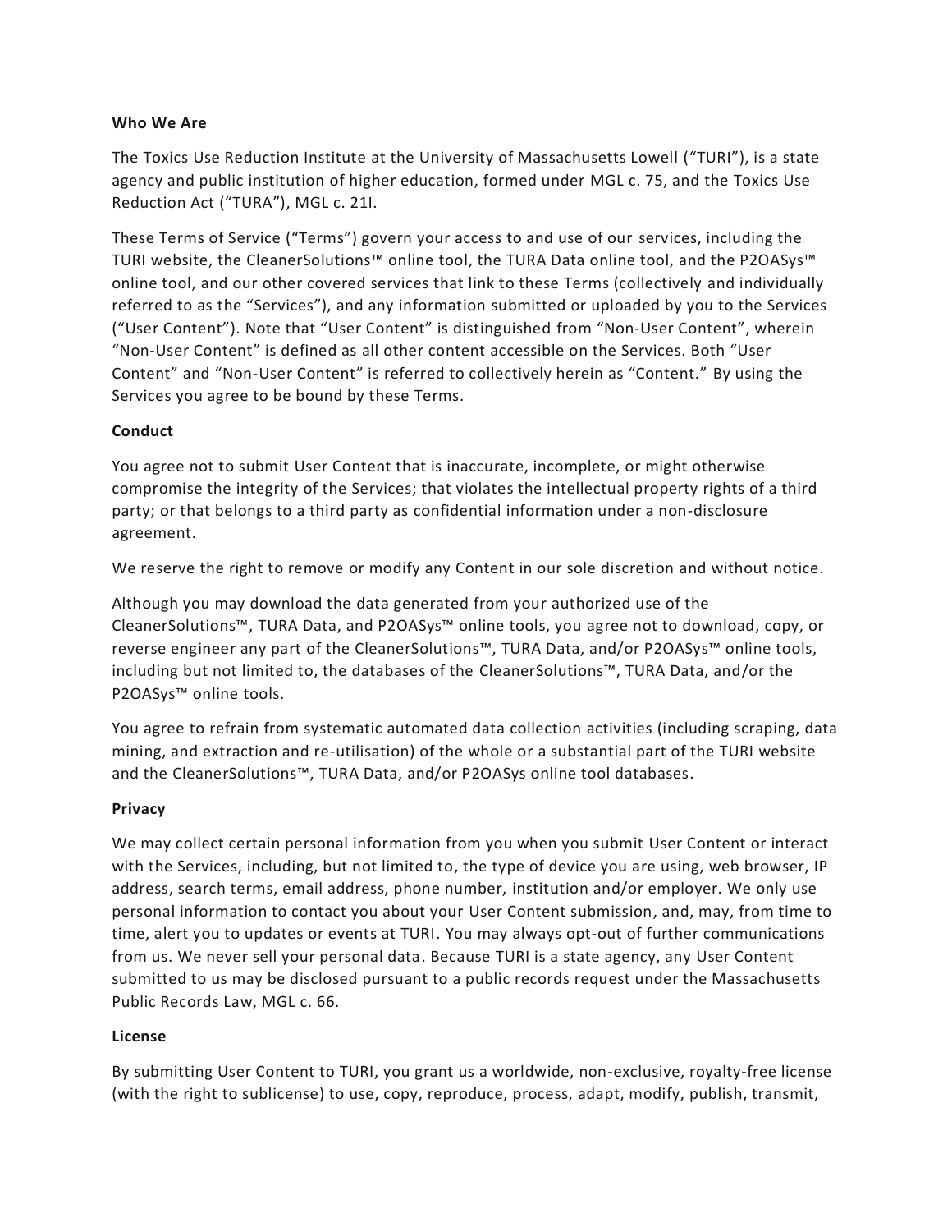**Who We Are**

The Toxics Use Reduction Institute at the University of Massachusetts Lowell ("TURI"), is a state agency and public institution of higher education, formed under MGL c. 75, and the Toxics Use Reduction Act ("TURA"), MGL c. 21I.

These Terms of Service ("Terms") govern your access to and use of our services, including the TURI website, the CleanerSolutions™ online tool, the TURA Data online tool, and the P2OASys™ online tool, and our other covered services that link to these Terms (collectively and individually referred to as the "Services"), and any information submitted or uploaded by you to the Services ("User Content"). Note that "User Content" is distinguished from "Non-User Content", wherein "Non-User Content" is defined as all other content accessible on the Services. Both "User Content" and "Non-User Content" is referred to collectively herein as "Content." By using the Services you agree to be bound by these Terms.

**Conduct**

You agree not to submit User Content that is inaccurate, incomplete, or might otherwise compromise the integrity of the Services; that violates the intellectual property rights of a third party; or that belongs to a third party as confidential information under a non-disclosure agreement.

We reserve the right to remove or modify any Content in our sole discretion and without notice.

Although you may download the data generated from your authorized use of the CleanerSolutions™, TURA Data, and P2OASys™ online tools, you agree not to download, copy, or reverse engineer any part of the CleanerSolutions™, TURA Data, and/or P2OASys™ online tools, including but not limited to, the databases of the CleanerSolutions™, TURA Data, and/or the P2OASys™ online tools.

You agree to refrain from systematic automated data collection activities (including scraping, data mining, and extraction and re-utilisation) of the whole or a substantial part of the TURI website and the CleanerSolutions™, TURA Data, and/or P2OASys online tool databases.

**Privacy**

We may collect certain personal information from you when you submit User Content or interact with the Services, including, but not limited to, the type of device you are using, web browser, IP address, search terms, email address, phone number, institution and/or employer. We only use personal information to contact you about your User Content submission, and, may, from time to time, alert you to updates or events at TURI. You may always opt-out of further communications from us. We never sell your personal data. Because TURI is a state agency, any User Content submitted to us may be disclosed pursuant to a public records request under the Massachusetts Public Records Law, MGL c. 66.

**License**

By submitting User Content to TURI, you grant us a worldwide, non-exclusive, royalty-free license (with the right to sublicense) to use, copy, reproduce, process, adapt, modify, publish, transmit,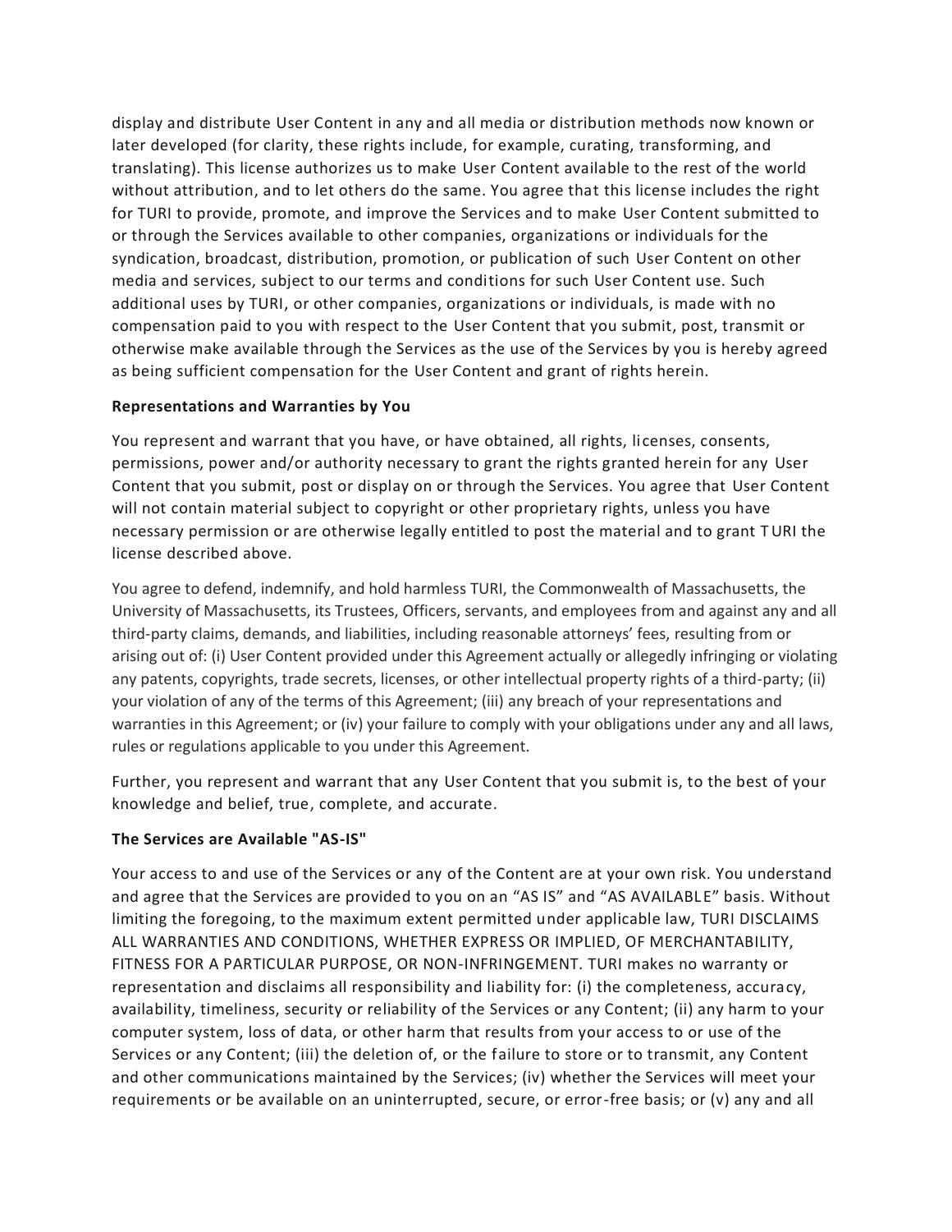display and distribute User Content in any and all media or distribution methods now known or later developed (for clarity, these rights include, for example, curating, transforming, and translating). This license authorizes us to make User Content available to the rest of the world without attribution, and to let others do the same. You agree that this license includes the right for TURI to provide, promote, and improve the Services and to make User Content submitted to or through the Services available to other companies, organizations or individuals for the syndication, broadcast, distribution, promotion, or publication of such User Content on other media and services, subject to our terms and conditions for such User Content use. Such additional uses by TURI, or other companies, organizations or individuals, is made with no compensation paid to you with respect to the User Content that you submit, post, transmit or otherwise make available through the Services as the use of the Services by you is hereby agreed as being sufficient compensation for the User Content and grant of rights herein.

**Representations and Warranties by You**

You represent and warrant that you have, or have obtained, all rights, licenses, consents, permissions, power and/or authority necessary to grant the rights granted herein for any User Content that you submit, post or display on or through the Services. You agree that User Content will not contain material subject to copyright or other proprietary rights, unless you have necessary permission or are otherwise legally entitled to post the material and to grant TURI the license described above.

You agree to defend, indemnify, and hold harmless TURI, the Commonwealth of Massachusetts, the University of Massachusetts, its Trustees, Officers, servants, and employees from and against any and all third-party claims, demands, and liabilities, including reasonable attorneys' fees, resulting from or arising out of: (i) User Content provided under this Agreement actually or allegedly infringing or violating any patents, copyrights, trade secrets, licenses, or other intellectual property rights of a third-party; (ii) your violation of any of the terms of this Agreement; (iii) any breach of your representations and warranties in this Agreement; or (iv) your failure to comply with your obligations under any and all laws, rules or regulations applicable to you under this Agreement.

Further, you represent and warrant that any User Content that you submit is, to the best of your knowledge and belief, true, complete, and accurate.

**The Services are Available "AS-IS"**

Your access to and use of the Services or any of the Content are at your own risk. You understand and agree that the Services are provided to you on an "AS IS" and "AS AVAILABLE" basis. Without limiting the foregoing, to the maximum extent permitted under applicable law, TURI DISCLAIMS ALL WARRANTIES AND CONDITIONS, WHETHER EXPRESS OR IMPLIED, OF MERCHANTABILITY, FITNESS FOR A PARTICULAR PURPOSE, OR NON-INFRINGEMENT. TURI makes no warranty or representation and disclaims all responsibility and liability for: (i) the completeness, accuracy, availability, timeliness, security or reliability of the Services or any Content; (ii) any harm to your computer system, loss of data, or other harm that results from your access to or use of the Services or any Content; (iii) the deletion of, or the failure to store or to transmit, any Content and other communications maintained by the Services; (iv) whether the Services will meet your requirements or be available on an uninterrupted, secure, or error-free basis; or (v) any and all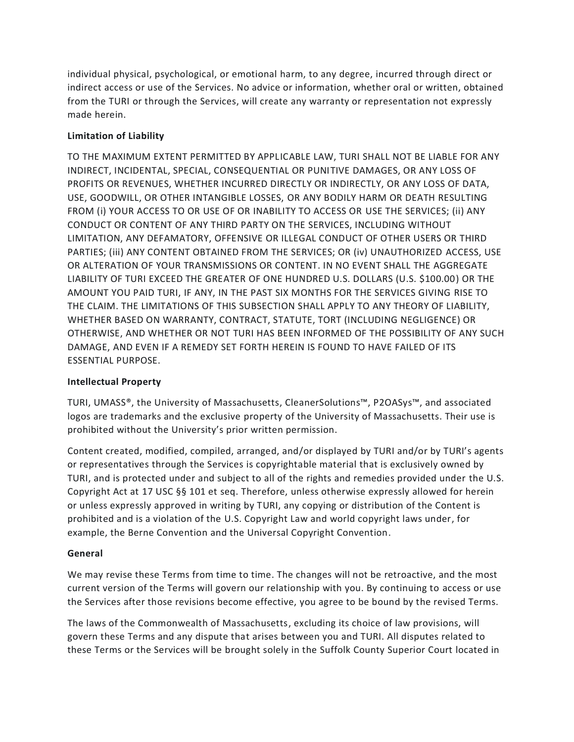individual physical, psychological, or emotional harm, to any degree, incurred through direct or indirect access or use of the Services. No advice or information, whether oral or written, obtained from the TURI or through the Services, will create any warranty or representation not expressly made herein.

**Limitation of Liability**

TO THE MAXIMUM EXTENT PERMITTED BY APPLICABLE LAW, TURI SHALL NOT BE LIABLE FOR ANY INDIRECT, INCIDENTAL, SPECIAL, CONSEQUENTIAL OR PUNITIVE DAMAGES, OR ANY LOSS OF PROFITS OR REVENUES, WHETHER INCURRED DIRECTLY OR INDIRECTLY, OR ANY LOSS OF DATA, USE, GOODWILL, OR OTHER INTANGIBLE LOSSES, OR ANY BODILY HARM OR DEATH RESULTING FROM (i) YOUR ACCESS TO OR USE OF OR INABILITY TO ACCESS OR USE THE SERVICES; (ii) ANY CONDUCT OR CONTENT OF ANY THIRD PARTY ON THE SERVICES, INCLUDING WITHOUT LIMITATION, ANY DEFAMATORY, OFFENSIVE OR ILLEGAL CONDUCT OF OTHER USERS OR THIRD PARTIES; (iii) ANY CONTENT OBTAINED FROM THE SERVICES; OR (iv) UNAUTHORIZED ACCESS, USE OR ALTERATION OF YOUR TRANSMISSIONS OR CONTENT. IN NO EVENT SHALL THE AGGREGATE LIABILITY OF TURI EXCEED THE GREATER OF ONE HUNDRED U.S. DOLLARS (U.S. $100.00) OR THE AMOUNT YOU PAID TURI, IF ANY, IN THE PAST SIX MONTHS FOR THE SERVICES GIVING RISE TO THE CLAIM. THE LIMITATIONS OF THIS SUBSECTION SHALL APPLY TO ANY THEORY OF LIABILITY, WHETHER BASED ON WARRANTY, CONTRACT, STATUTE, TORT (INCLUDING NEGLIGENCE) OR OTHERWISE, AND WHETHER OR NOT TURI HAS BEEN INFORMED OF THE POSSIBILITY OF ANY SUCH DAMAGE, AND EVEN IF A REMEDY SET FORTH HEREIN IS FOUND TO HAVE FAILED OF ITS ESSENTIAL PURPOSE.

**Intellectual Property**

TURI, UMASS®, the University of Massachusetts, CleanerSolutions™, P2OASys™, and associated logos are trademarks and the exclusive property of the University of Massachusetts. Their use is prohibited without the University's prior written permission.

Content created, modified, compiled, arranged, and/or displayed by TURI and/or by TURI's agents or representatives through the Services is copyrightable material that is exclusively owned by TURI, and is protected under and subject to all of the rights and remedies provided under the U.S. Copyright Act at 17 USC §§ 101 et seq. Therefore, unless otherwise expressly allowed for herein or unless expressly approved in writing by TURI, any copying or distribution of the Content is prohibited and is a violation of the U.S. Copyright Law and world copyright laws under, for example, the Berne Convention and the Universal Copyright Convention.

**General**

We may revise these Terms from time to time. The changes will not be retroactive, and the most current version of the Terms will govern our relationship with you. By continuing to access or use the Services after those revisions become effective, you agree to be bound by the revised Terms.

The laws of the Commonwealth of Massachusetts, excluding its choice of law provisions, will govern these Terms and any dispute that arises between you and TURI. All disputes related to these Terms or the Services will be brought solely in the Suffolk County Superior Court located in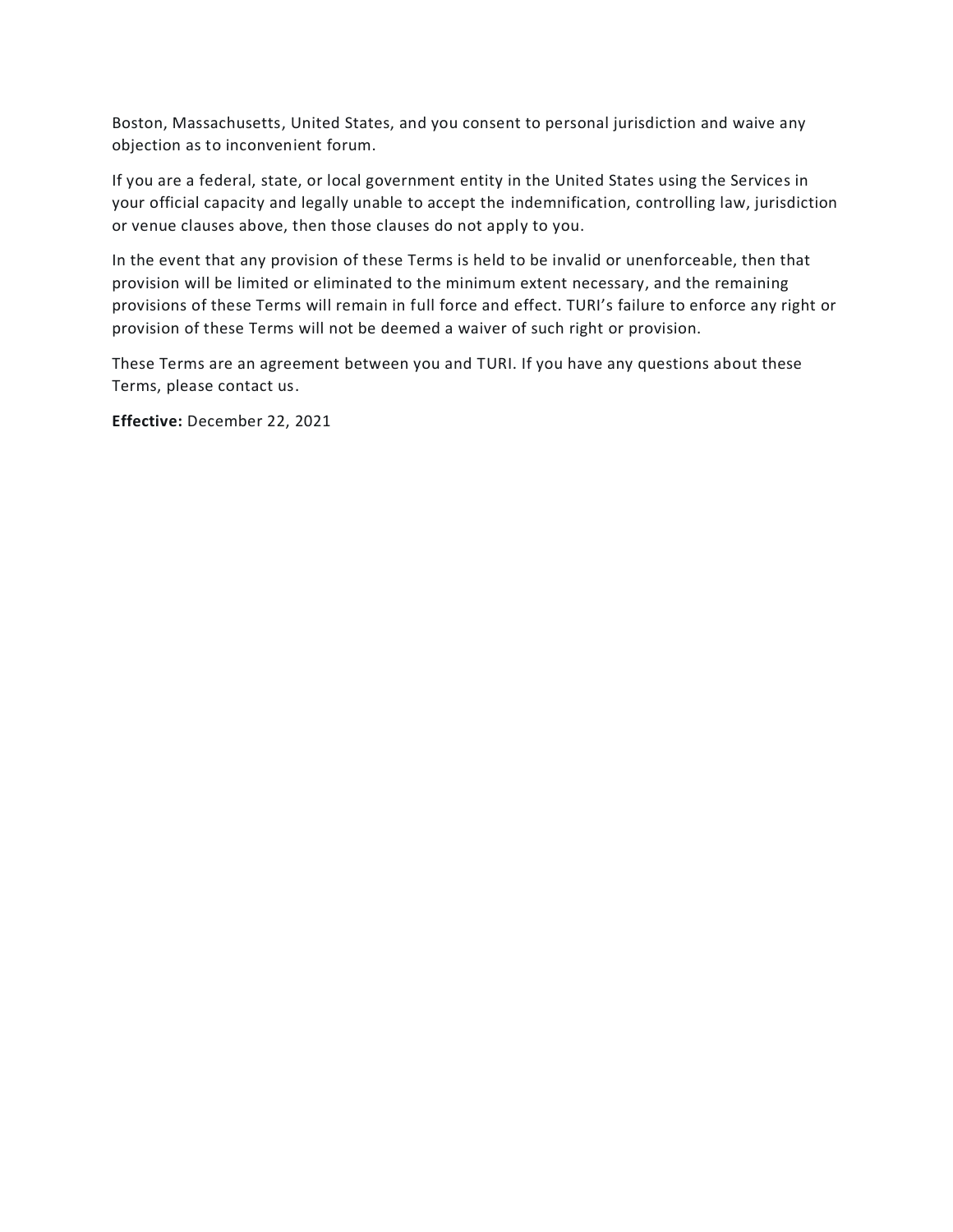Boston, Massachusetts, United States, and you consent to personal jurisdiction and waive any objection as to inconvenient forum.

If you are a federal, state, or local government entity in the United States using the Services in your official capacity and legally unable to accept the indemnification, controlling law, jurisdiction or venue clauses above, then those clauses do not apply to you.

In the event that any provision of these Terms is held to be invalid or unenforceable, then that provision will be limited or eliminated to the minimum extent necessary, and the remaining provisions of these Terms will remain in full force and effect. TURI's failure to enforce any right or provision of these Terms will not be deemed a waiver of such right or provision.

These Terms are an agreement between you and TURI. If you have any questions about these Terms, please contact us.

**Effective:** December 22, 2021